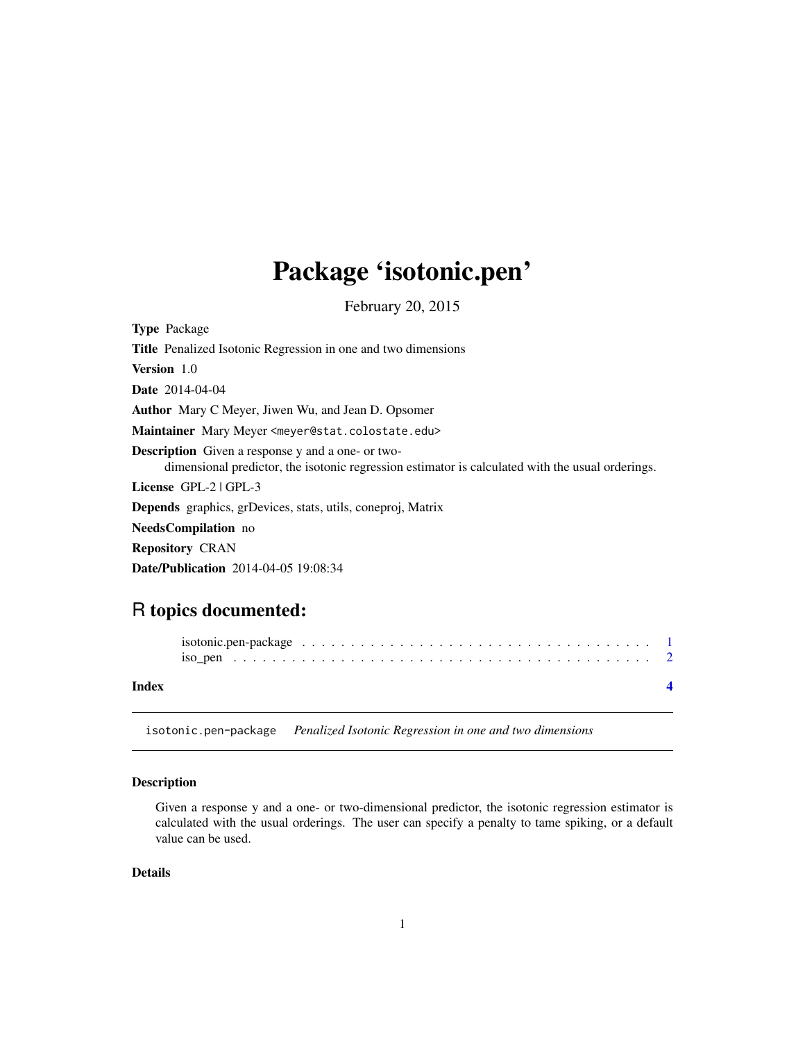# Package 'isotonic.pen'

February 20, 2015

**Type** Package

**Title** Penalized Isotonic Regression in one and two dimensions

**Version** 1.0

**Date** 2014-04-04

**Author** Mary C Meyer, Jiwen Wu, and Jean D. Opsomer

**Maintainer** Mary Meyer <meyer@stat.colostate.edu>

**Description** Given a response y and a one- or two-dimensional predictor, the isotonic regression estimator is calculated with the usual orderings.

**License** GPL-2 | GPL-3

**Depends** graphics, grDevices, stats, utils, coneproj, Matrix

**NeedsCompilation** no

**Repository** CRAN

**Date/Publication** 2014-04-05 19:08:34

## R topics documented:

| | |
|---|---|
| isotonic.pen-package | 1 |
| iso_pen | 2 |
| **Index** | **4** |

---

`isotonic.pen-package` *Penalized Isotonic Regression in one and two dimensions*

---

### Description

Given a response y and a one- or two-dimensional predictor, the isotonic regression estimator is calculated with the usual orderings. The user can specify a penalty to tame spiking, or a default value can be used.

### Details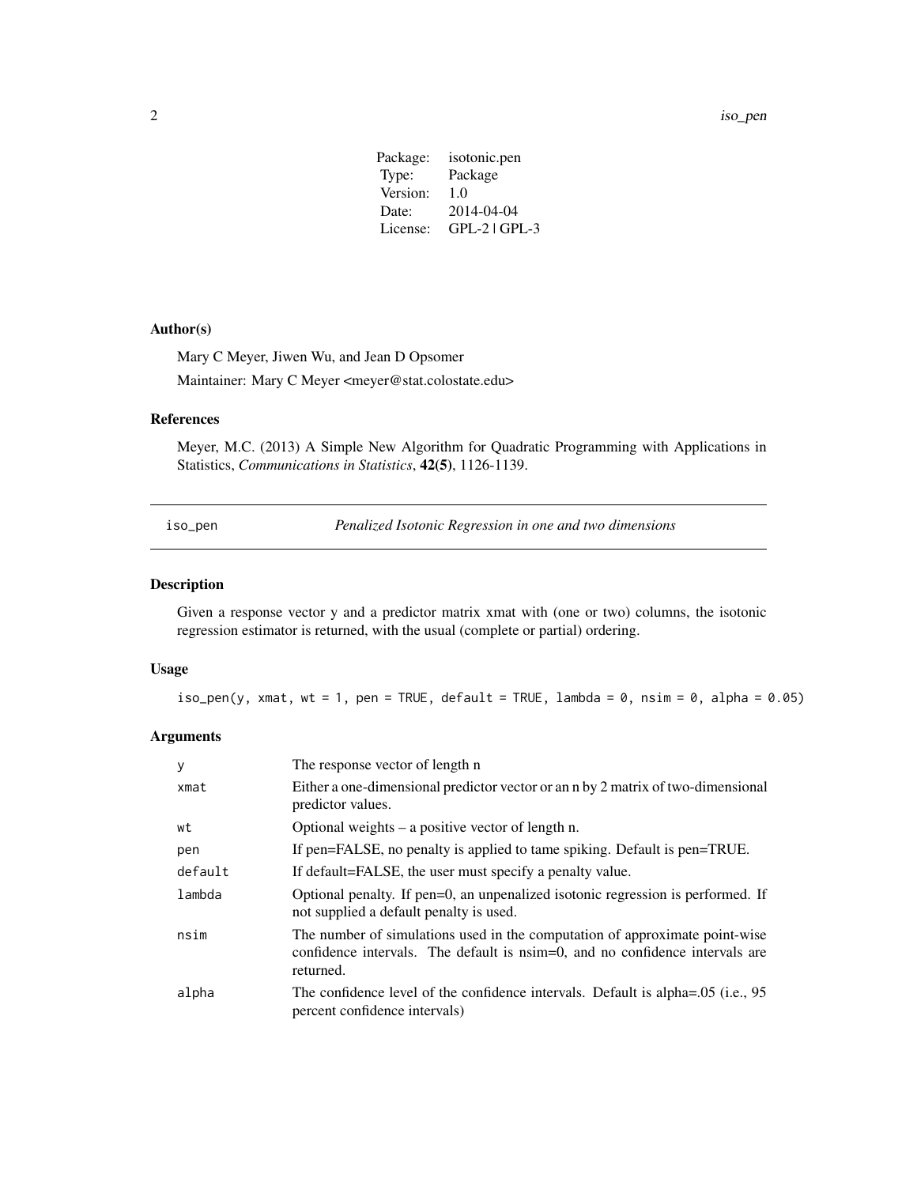| | |
|---|---|
| Package: | isotonic.pen |
| Type: | Package |
| Version: | 1.0 |
| Date: | 2014-04-04 |
| License: | GPL-2 \| GPL-3 |

### Author(s)

Mary C Meyer, Jiwen Wu, and Jean D Opsomer

Maintainer: Mary C Meyer <meyer@stat.colostate.edu>

### References

Meyer, M.C. (2013) A Simple New Algorithm for Quadratic Programming with Applications in Statistics, *Communications in Statistics*, **42(5)**, 1126-1139.

---

## iso_pen — *Penalized Isotonic Regression in one and two dimensions*

---

### Description

Given a response vector y and a predictor matrix xmat with (one or two) columns, the isotonic regression estimator is returned, with the usual (complete or partial) ordering.

### Usage

```
iso_pen(y, xmat, wt = 1, pen = TRUE, default = TRUE, lambda = 0, nsim = 0, alpha = 0.05)
```

### Arguments

| | |
|---|---|
| `y` | The response vector of length n |
| `xmat` | Either a one-dimensional predictor vector or an n by 2 matrix of two-dimensional predictor values. |
| `wt` | Optional weights – a positive vector of length n. |
| `pen` | If pen=FALSE, no penalty is applied to tame spiking. Default is pen=TRUE. |
| `default` | If default=FALSE, the user must specify a penalty value. |
| `lambda` | Optional penalty. If pen=0, an unpenalized isotonic regression is performed. If not supplied a default penalty is used. |
| `nsim` | The number of simulations used in the computation of approximate point-wise confidence intervals. The default is nsim=0, and no confidence intervals are returned. |
| `alpha` | The confidence level of the confidence intervals. Default is alpha=.05 (i.e., 95 percent confidence intervals) |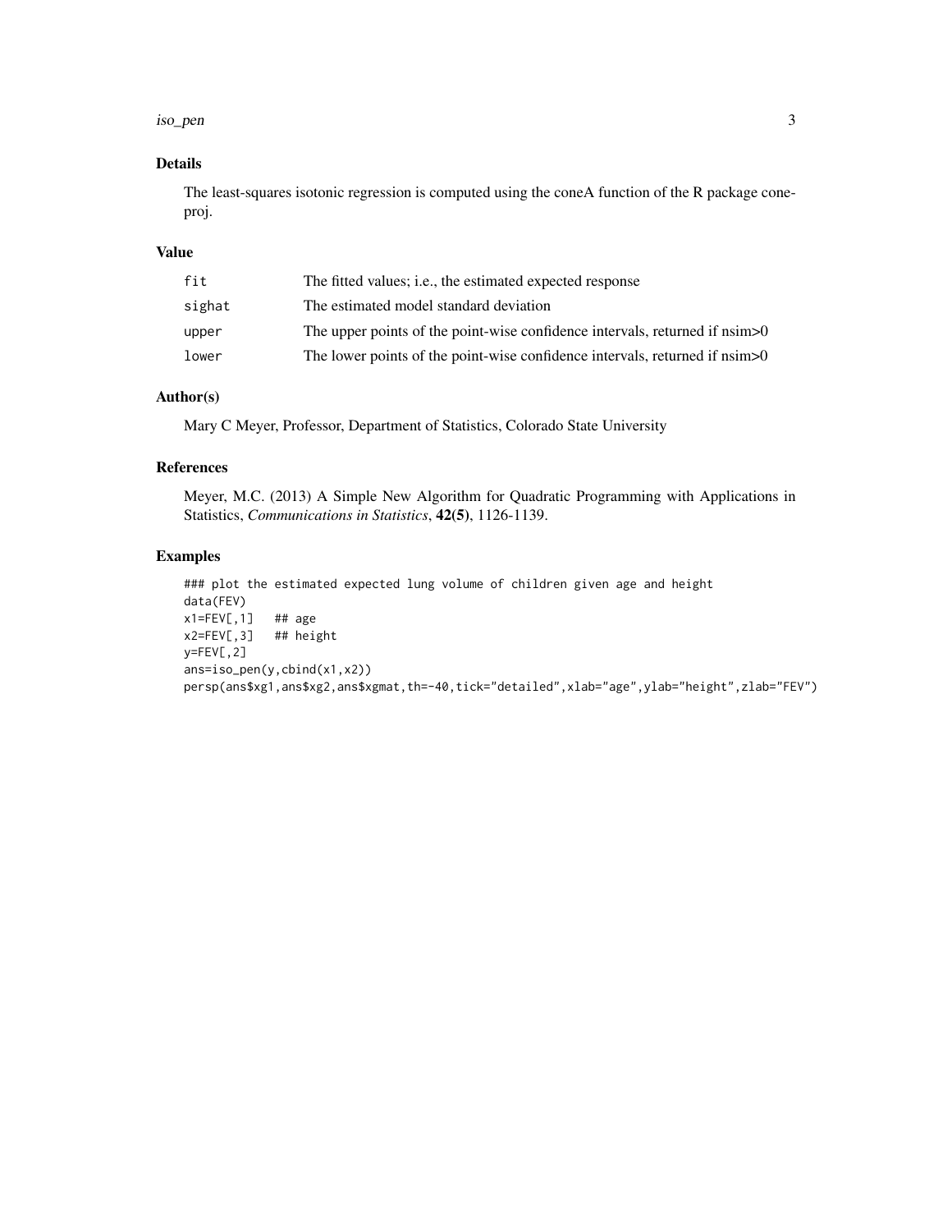## Details

The least-squares isotonic regression is computed using the coneA function of the R package coneproj.

## Value

| | |
|---|---|
| fit | The fitted values; i.e., the estimated expected response |
| sighat | The estimated model standard deviation |
| upper | The upper points of the point-wise confidence intervals, returned if nsim>0 |
| lower | The lower points of the point-wise confidence intervals, returned if nsim>0 |

## Author(s)

Mary C Meyer, Professor, Department of Statistics, Colorado State University

## References

Meyer, M.C. (2013) A Simple New Algorithm for Quadratic Programming with Applications in Statistics, *Communications in Statistics*, **42(5)**, 1126-1139.

## Examples

```
### plot the estimated expected lung volume of children given age and height
data(FEV)
x1=FEV[,1]   ## age
x2=FEV[,3]   ## height
y=FEV[,2]
ans=iso_pen(y,cbind(x1,x2))
persp(ans$xg1,ans$xg2,ans$xgmat,th=-40,tick="detailed",xlab="age",ylab="height",zlab="FEV")
```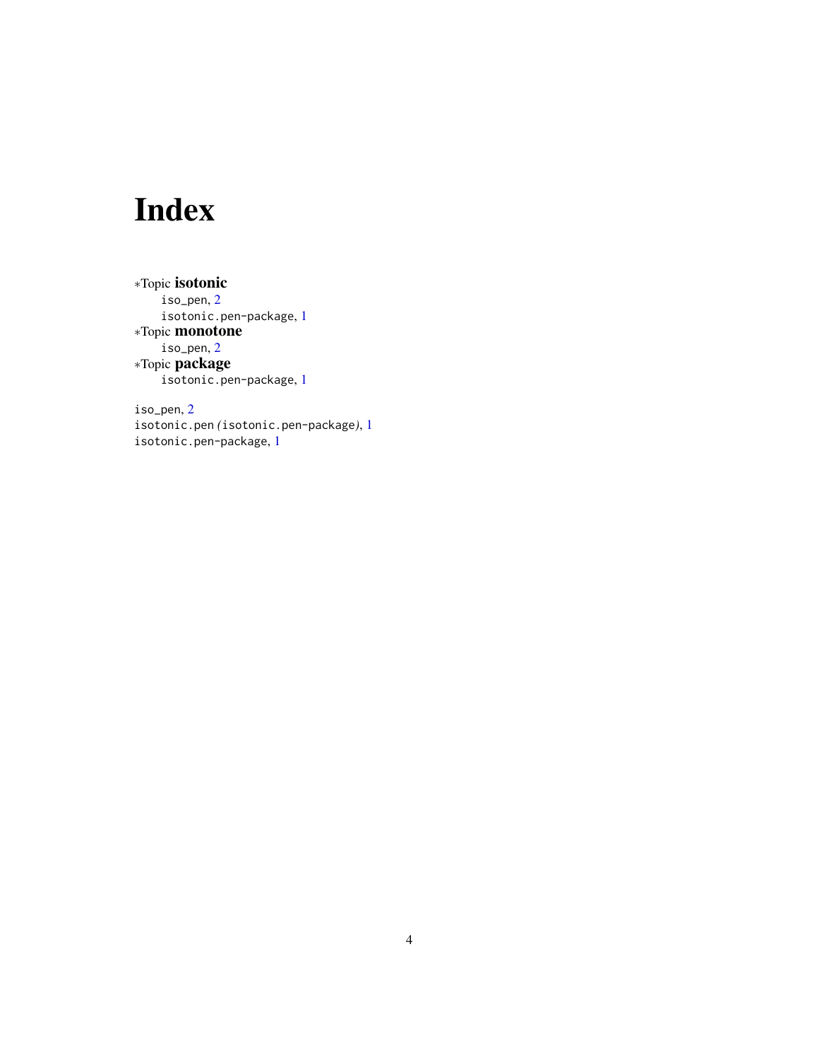# Index

*Topic **isotonic**

iso_pen, 2

isotonic.pen-package, 1

*Topic **monotone**

iso_pen, 2

*Topic **package**

isotonic.pen-package, 1

iso_pen, 2

isotonic.pen *(*isotonic.pen-package*)*, 1

isotonic.pen-package, 1